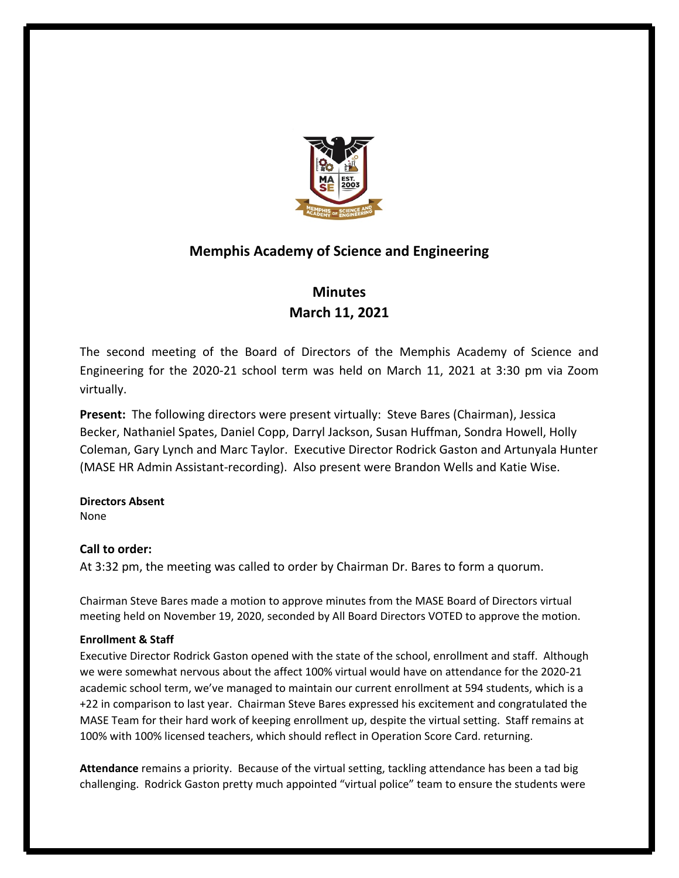## Memphis Academy of Science and Engineering

## Minutes
## March 11, 2021

The second meeting of the Board of Directors of the Memphis Academy of Science and Engineering for the 2020-21 school term was held on March 11, 2021 at 3:30 pm via Zoom virtually.

**Present:** The following directors were present virtually: Steve Bares (Chairman), Jessica Becker, Nathaniel Spates, Daniel Copp, Darryl Jackson, Susan Huffman, Sondra Howell, Holly Coleman, Gary Lynch and Marc Taylor. Executive Director Rodrick Gaston and Artunyala Hunter (MASE HR Admin Assistant-recording). Also present were Brandon Wells and Katie Wise.

**Directors Absent**
None

### Call to order:

At 3:32 pm, the meeting was called to order by Chairman Dr. Bares to form a quorum.

Chairman Steve Bares made a motion to approve minutes from the MASE Board of Directors virtual meeting held on November 19, 2020, seconded by All Board Directors VOTED to approve the motion.

**Enrollment & Staff**

Executive Director Rodrick Gaston opened with the state of the school, enrollment and staff. Although we were somewhat nervous about the affect 100% virtual would have on attendance for the 2020-21 academic school term, we've managed to maintain our current enrollment at 594 students, which is a +22 in comparison to last year. Chairman Steve Bares expressed his excitement and congratulated the MASE Team for their hard work of keeping enrollment up, despite the virtual setting. Staff remains at 100% with 100% licensed teachers, which should reflect in Operation Score Card. returning.

**Attendance** remains a priority. Because of the virtual setting, tackling attendance has been a tad big challenging. Rodrick Gaston pretty much appointed "virtual police" team to ensure the students were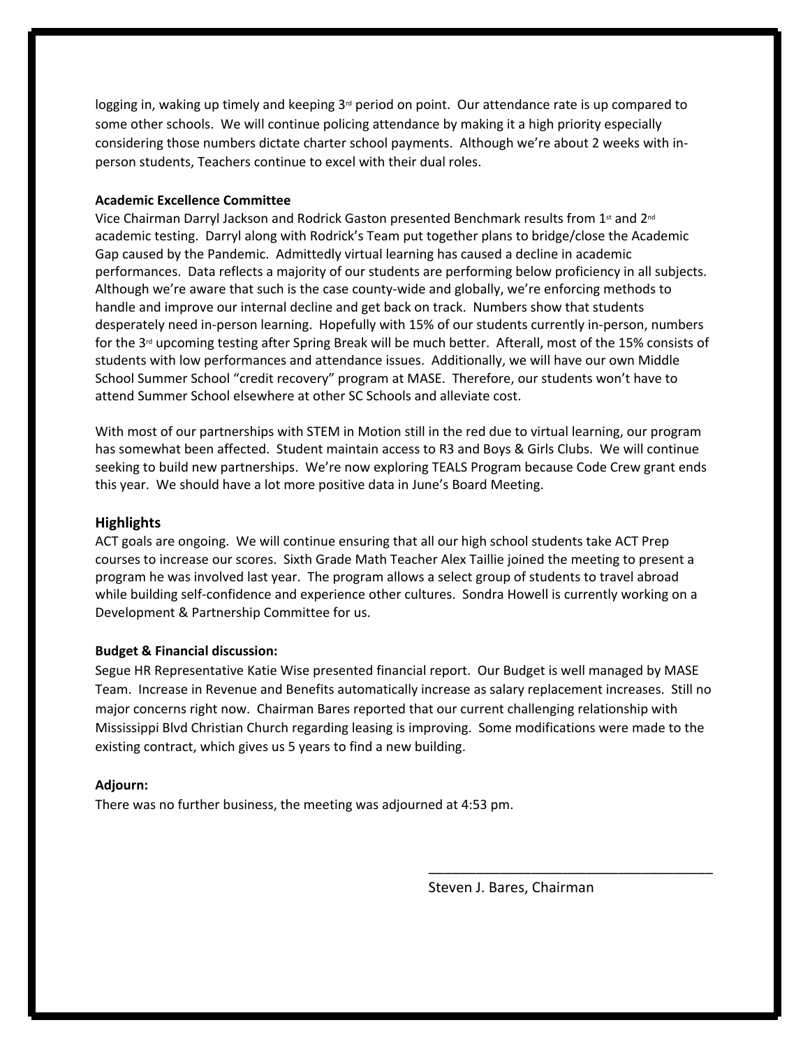logging in, waking up timely and keeping 3rd period on point. Our attendance rate is up compared to some other schools. We will continue policing attendance by making it a high priority especially considering those numbers dictate charter school payments. Although we're about 2 weeks with in-person students, Teachers continue to excel with their dual roles.

**Academic Excellence Committee**

Vice Chairman Darryl Jackson and Rodrick Gaston presented Benchmark results from 1st and 2nd academic testing. Darryl along with Rodrick's Team put together plans to bridge/close the Academic Gap caused by the Pandemic. Admittedly virtual learning has caused a decline in academic performances. Data reflects a majority of our students are performing below proficiency in all subjects. Although we're aware that such is the case county-wide and globally, we're enforcing methods to handle and improve our internal decline and get back on track. Numbers show that students desperately need in-person learning. Hopefully with 15% of our students currently in-person, numbers for the 3rd upcoming testing after Spring Break will be much better. Afterall, most of the 15% consists of students with low performances and attendance issues. Additionally, we will have our own Middle School Summer School "credit recovery" program at MASE. Therefore, our students won't have to attend Summer School elsewhere at other SC Schools and alleviate cost.

With most of our partnerships with STEM in Motion still in the red due to virtual learning, our program has somewhat been affected. Student maintain access to R3 and Boys & Girls Clubs. We will continue seeking to build new partnerships. We're now exploring TEALS Program because Code Crew grant ends this year. We should have a lot more positive data in June's Board Meeting.

## Highlights

ACT goals are ongoing. We will continue ensuring that all our high school students take ACT Prep courses to increase our scores. Sixth Grade Math Teacher Alex Taillie joined the meeting to present a program he was involved last year. The program allows a select group of students to travel abroad while building self-confidence and experience other cultures. Sondra Howell is currently working on a Development & Partnership Committee for us.

**Budget & Financial discussion:**

Segue HR Representative Katie Wise presented financial report. Our Budget is well managed by MASE Team. Increase in Revenue and Benefits automatically increase as salary replacement increases. Still no major concerns right now. Chairman Bares reported that our current challenging relationship with Mississippi Blvd Christian Church regarding leasing is improving. Some modifications were made to the existing contract, which gives us 5 years to find a new building.

**Adjourn:**

There was no further business, the meeting was adjourned at 4:53 pm.

\_\_\_\_\_\_\_\_\_\_\_\_\_\_\_\_\_\_\_\_\_\_\_\_\_\_\_\_\_\_\_\_\_\_\_\_\_\_

Steven J. Bares, Chairman